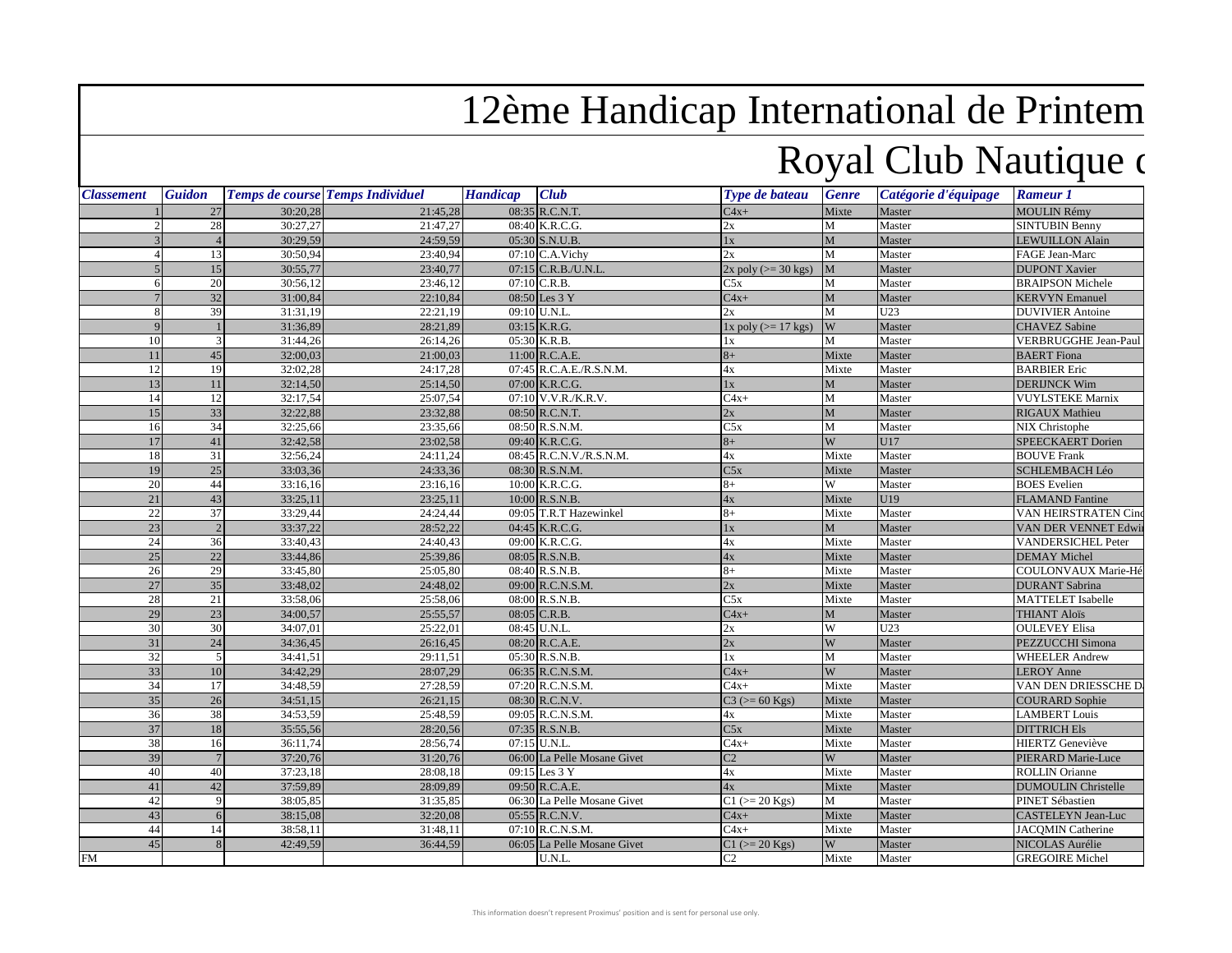# 12ème Handicap International de Printem

## Royal Club Nautique d

| Classement | Guidon | Temps de course | Temps Individuel | Handicap | Club | Type de bateau | Genre | Catégorie d'équipage | Rameur 1 |
|---|---|---|---|---|---|---|---|---|---|
| 1 | 27 | 30:20,28 | 21:45,28 | 08:35 | R.C.N.T. | C4x+ | Mixte | Master | MOULIN Rémy |
| 2 | 28 | 30:27,27 | 21:47,27 | 08:40 | K.R.C.G. | 2x | M | Master | SINTUBIN Benny |
| 3 | 4 | 30:29,59 | 24:59,59 | 05:30 | S.N.U.B. | 1x | M | Master | LEWUILLON Alain |
| 4 | 13 | 30:50,94 | 23:40,94 | 07:10 | C.A.Vichy | 2x | M | Master | FAGE Jean-Marc |
| 5 | 15 | 30:55,77 | 23:40,77 | 07:15 | C.R.B./U.N.L. | 2x poly (>= 30 kgs) | M | Master | DUPONT Xavier |
| 6 | 20 | 30:56,12 | 23:46,12 | 07:10 | C.R.B. | C5x | M | Master | BRAIPSON Michele |
| 7 | 32 | 31:00,84 | 22:10,84 | 08:50 | Les 3 Y | C4x+ | M | Master | KERVYN Emanuel |
| 8 | 39 | 31:31,19 | 22:21,19 | 09:10 | U.N.L. | 2x | M | U23 | DUVIVIER Antoine |
| 9 | 1 | 31:36,89 | 28:21,89 | 03:15 | K.R.G. | 1x poly (>= 17 kgs) | W | Master | CHAVEZ Sabine |
| 10 | 3 | 31:44,26 | 26:14,26 | 05:30 | K.R.B. | 1x | M | Master | VERBRUGGHE Jean-Paul |
| 11 | 45 | 32:00,03 | 21:00,03 | 11:00 | R.C.A.E. | 8+ | Mixte | Master | BAERT Fiona |
| 12 | 19 | 32:02,28 | 24:17,28 | 07:45 | R.C.A.E./R.S.N.M. | 4x | Mixte | Master | BARBIER Eric |
| 13 | 11 | 32:14,50 | 25:14,50 | 07:00 | K.R.C.G. | 1x | M | Master | DERIJNCK Wim |
| 14 | 12 | 32:17,54 | 25:07,54 | 07:10 | V.V.R./K.R.V. | C4x+ | M | Master | VUYLSTEKE Marnix |
| 15 | 33 | 32:22,88 | 23:32,88 | 08:50 | R.C.N.T. | 2x | M | Master | RIGAUX Mathieu |
| 16 | 34 | 32:25,66 | 23:35,66 | 08:50 | R.S.N.M. | C5x | M | Master | NIX Christophe |
| 17 | 41 | 32:42,58 | 23:02,58 | 09:40 | K.R.C.G. | 8+ | W | U17 | SPEECKAERT Dorien |
| 18 | 31 | 32:56,24 | 24:11,24 | 08:45 | R.C.N.V./R.S.N.M. | 4x | Mixte | Master | BOUVE Frank |
| 19 | 25 | 33:03,36 | 24:33,36 | 08:30 | R.S.N.M. | C5x | Mixte | Master | SCHLEMBACH Léo |
| 20 | 44 | 33:16,16 | 23:16,16 | 10:00 | K.R.C.G. | 8+ | W | Master | BOES Evelien |
| 21 | 43 | 33:25,11 | 23:25,11 | 10:00 | R.S.N.B. | 4x | Mixte | U19 | FLAMAND Fantine |
| 22 | 37 | 33:29,44 | 24:24,44 | 09:05 | T.R.T Hazewinkel | 8+ | Mixte | Master | VAN HEIRSTRATEN Cind |
| 23 | 2 | 33:37,22 | 28:52,22 | 04:45 | K.R.C.G. | 1x | M | Master | VAN DER VENNET Edwi |
| 24 | 36 | 33:40,43 | 24:40,43 | 09:00 | K.R.C.G. | 4x | Mixte | Master | VANDERSICHEL Peter |
| 25 | 22 | 33:44,86 | 25:39,86 | 08:05 | R.S.N.B. | 4x | Mixte | Master | DEMAY Michel |
| 26 | 29 | 33:45,80 | 25:05,80 | 08:40 | R.S.N.B. | 8+ | Mixte | Master | COULONVAUX Marie-Hé |
| 27 | 35 | 33:48,02 | 24:48,02 | 09:00 | R.C.N.S.M. | 2x | Mixte | Master | DURANT Sabrina |
| 28 | 21 | 33:58,06 | 25:58,06 | 08:00 | R.S.N.B. | C5x | Mixte | Master | MATTELET Isabelle |
| 29 | 23 | 34:00,57 | 25:55,57 | 08:05 | C.R.B. | C4x+ | M | Master | THIANT Aloïs |
| 30 | 30 | 34:07,01 | 25:22,01 | 08:45 | U.N.L. | 2x | W | U23 | OULEVEY Elisa |
| 31 | 24 | 34:36,45 | 26:16,45 | 08:20 | R.C.A.E. | 2x | W | Master | PEZZUCCHI Simona |
| 32 | 5 | 34:41,51 | 29:11,51 | 05:30 | R.S.N.B. | 1x | M | Master | WHEELER Andrew |
| 33 | 10 | 34:42,29 | 28:07,29 | 06:35 | R.C.N.S.M. | C4x+ | W | Master | LEROY Anne |
| 34 | 17 | 34:48,59 | 27:28,59 | 07:20 | R.C.N.S.M. | C4x+ | Mixte | Master | VAN DEN DRIESSCHE D |
| 35 | 26 | 34:51,15 | 26:21,15 | 08:30 | R.C.N.V. | C3 (>= 60 Kgs) | Mixte | Master | COURARD Sophie |
| 36 | 38 | 34:53,59 | 25:48,59 | 09:05 | R.C.N.S.M. | 4x | Mixte | Master | LAMBERT Louis |
| 37 | 18 | 35:55,56 | 28:20,56 | 07:35 | R.S.N.B. | C5x | Mixte | Master | DITTRICH Els |
| 38 | 16 | 36:11,74 | 28:56,74 | 07:15 | U.N.L. | C4x+ | Mixte | Master | HIERTZ Geneviève |
| 39 | 7 | 37:20,76 | 31:20,76 | 06:00 | La Pelle Mosane Givet | C2 | W | Master | PIERARD Marie-Luce |
| 40 | 40 | 37:23,18 | 28:08,18 | 09:15 | Les 3 Y | 4x | Mixte | Master | ROLLIN Orianne |
| 41 | 42 | 37:59,89 | 28:09,89 | 09:50 | R.C.A.E. | 4x | Mixte | Master | DUMOULIN Christelle |
| 42 | 9 | 38:05,85 | 31:35,85 | 06:30 | La Pelle Mosane Givet | C1 (>= 20 Kgs) | M | Master | PINET Sébastien |
| 43 | 6 | 38:15,08 | 32:20,08 | 05:55 | R.C.N.V. | C4x+ | Mixte | Master | CASTELEYN Jean-Luc |
| 44 | 14 | 38:58,11 | 31:48,11 | 07:10 | R.C.N.S.M. | C4x+ | Mixte | Master | JACQMIN Catherine |
| 45 | 8 | 42:49,59 | 36:44,59 | 06:05 | La Pelle Mosane Givet | C1 (>= 20 Kgs) | W | Master | NICOLAS Aurélie |
| FM | | | | | U.N.L. | C2 | Mixte | Master | GREGOIRE Michel |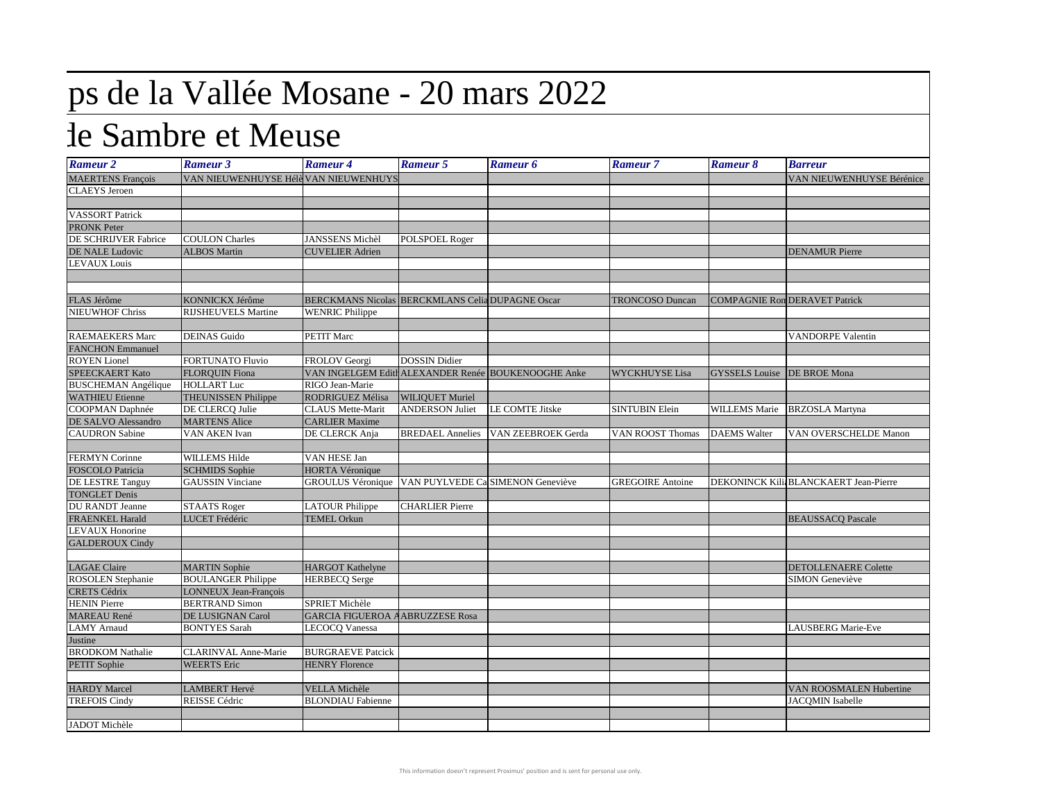# ps de la Vallée Mosane - 20 mars 2022

# de Sambre et Meuse

| Rameur 2 | Rameur 3 | Rameur 4 | Rameur 5 | Rameur 6 | Rameur 7 | Rameur 8 | Barreur |
|---|---|---|---|---|---|---|---|
| MAERTENS François | VAN NIEUWENHUYSE Hélè | VAN NIEUWENHUYS | | | | | VAN NIEUWENHUYSE Bérénice |
| CLAEYS Jeroen | | | | | | | |
| | | | | | | | |
| VASSORT Patrick | | | | | | | |
| PRONK Peter | | | | | | | |
| DE SCHRIJVER Fabrice | COULON Charles | JANSSENS Michèl | POLSPOEL Roger | | | | |
| DE NALE Ludovic | ALBOS Martin | CUVELIER Adrien | | | | | DENAMUR Pierre |
| LEVAUX Louis | | | | | | | |
| | | | | | | | |
| | | | | | | | |
| FLAS Jérôme | KONNICKX Jérôme | BERCKMANS Nicolas | BERCKMLANS Celia | DUPAGNE Oscar | TRONCOSO Duncan | COMPAGNIE Ron | DERAVET Patrick |
| NIEUWHOF Chriss | RIJSHEUVELS Martine | WENRIC Philippe | | | | | |
| | | | | | | | |
| RAEMAEKERS Marc | DEINAS Guido | PETIT Marc | | | | | VANDORPE Valentin |
| FANCHON Emmanuel | | | | | | | |
| ROYEN Lionel | FORTUNATO Fluvio | FROLOV Georgi | DOSSIN Didier | | | | |
| SPEECKAERT Kato | FLORQUIN Fiona | VAN INGELGEM Edith | ALEXANDER Renée | BOUKENOOGHE Anke | WYCKHUYSE Lisa | GYSSELS Louise | DE BROE Mona |
| BUSCHEMAN Angélique | HOLLART Luc | RIGO Jean-Marie | | | | | |
| WATHIEU Etienne | THEUNISSEN Philippe | RODRIGUEZ Mélisa | WILIQUET Muriel | | | | |
| COOPMAN Daphnée | DE CLERCQ Julie | CLAUS Mette-Marit | ANDERSON Juliet | LE COMTE Jitske | SINTUBIN Elein | WILLEMS Marie | BRZOSLA Martyna |
| DE SALVO Alessandro | MARTENS Alice | CARLIER Maxime | | | | | |
| CAUDRON Sabine | VAN AKEN Ivan | DE CLERCK Anja | BREDAEL Annelies | VAN ZEEBROEK Gerda | VAN ROOST Thomas | DAEMS Walter | VAN OVERSCHELDE Manon |
| | | | | | | | |
| FERMYN Corinne | WILLEMS Hilde | VAN HESE Jan | | | | | |
| FOSCOLO Patricia | SCHMIDS Sophie | HORTA Véronique | | | | | |
| DE LESTRE Tanguy | GAUSSIN Vinciane | GROULUS Véronique | VAN PUYLVEDE Ca | SIMENON Geneviève | GREGOIRE Antoine | DEKONINCK Kili | BLANCKAERT Jean-Pierre |
| TONGLET Denis | | | | | | | |
| DU RANDT Jeanne | STAATS Roger | LATOUR Philippe | CHARLIER Pierre | | | | |
| FRAENKEL Harald | LUCET Frédéric | TEMEL Orkun | | | | | BEAUSSACQ Pascale |
| LEVAUX Honorine | | | | | | | |
| GALDEROUX Cindy | | | | | | | |
| | | | | | | | |
| LAGAE Claire | MARTIN Sophie | HARGOT Kathelyne | | | | | DETOLLENAERE Colette |
| ROSOLEN Stephanie | BOULANGER Philippe | HERBECQ Serge | | | | | SIMON Geneviève |
| CRETS Cédrix | LONNEUX Jean-François | | | | | | |
| HENIN Pierre | BERTRAND Simon | SPRIET Michèle | | | | | |
| MAREAU René | DE LUSIGNAN Carol | GARCIA FIGUEROA A | ABRUZZESE Rosa | | | | |
| LAMY Arnaud | BONTYES Sarah | LECOCQ Vanessa | | | | | LAUSBERG Marie-Eve |
| Justine | | | | | | | |
| BRODKOM Nathalie | CLARINVAL Anne-Marie | BURGRAEVE Patcick | | | | | |
| PETIT Sophie | WEERTS Eric | HENRY Florence | | | | | |
| | | | | | | | |
| HARDY Marcel | LAMBERT Hervé | VELLA Michèle | | | | | VAN ROOSMALEN Hubertine |
| TREFOIS Cindy | REISSE Cédric | BLONDIAU Fabienne | | | | | JACQMIN Isabelle |
| | | | | | | | |
| JADOT Michèle | | | | | | | |

This information doesn't represent Proximus' position and is sent for personal use only.